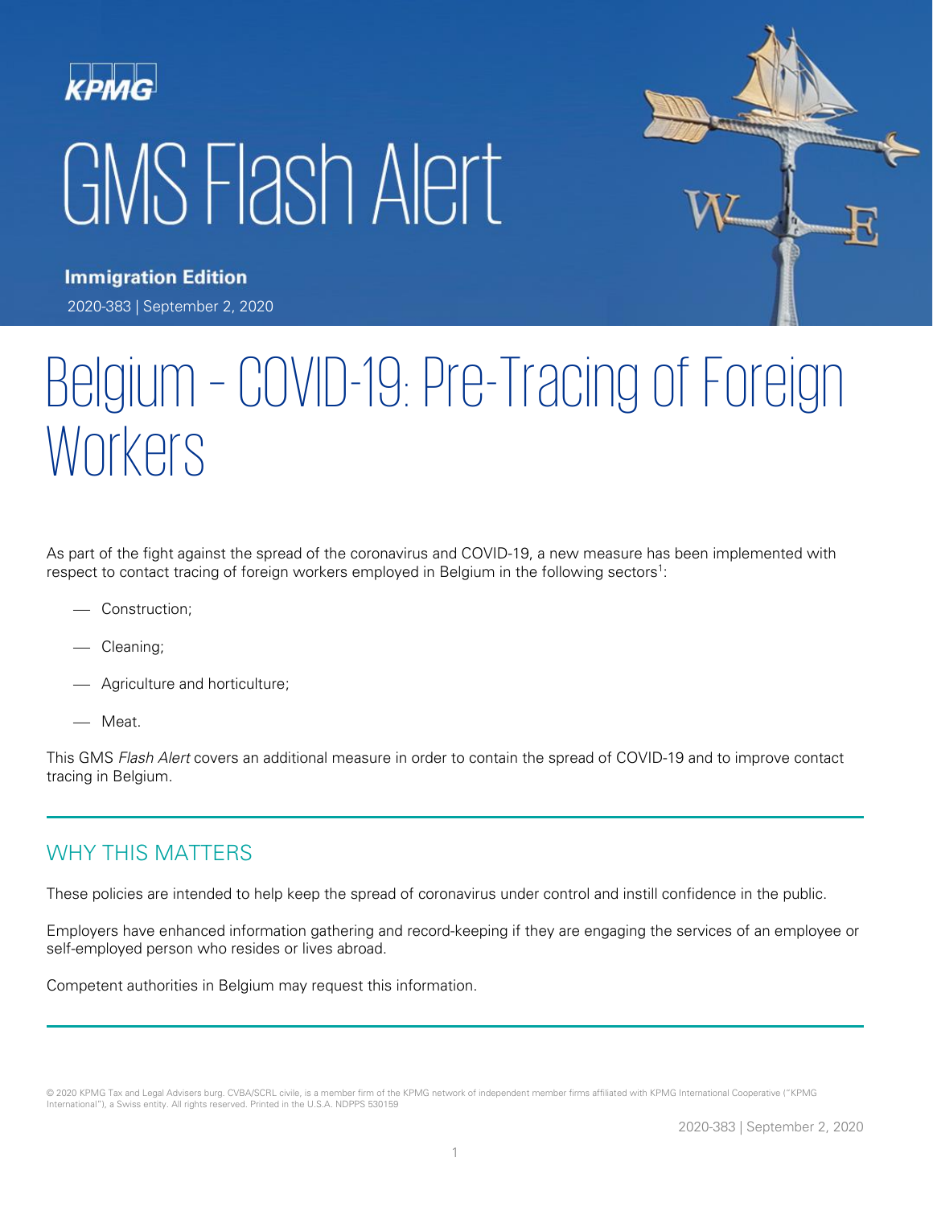KPMG

# GMS Flash Alert

**Immigration Edition**

2020-383 | September 2, 2020

# Belgium – COVID-19: Pre-Tracing of Foreign Workers

As part of the fight against the spread of the coronavirus and COVID-19, a new measure has been implemented with respect to contact tracing of foreign workers employed in Belgium in the following sectors[1]:

- Construction;
- Cleaning;
- Agriculture and horticulture;
- Meat.

This GMS *Flash Alert* covers an additional measure in order to contain the spread of COVID-19 and to improve contact tracing in Belgium.

## WHY THIS MATTERS

These policies are intended to help keep the spread of coronavirus under control and instill confidence in the public.

Employers have enhanced information gathering and record-keeping if they are engaging the services of an employee or self-employed person who resides or lives abroad.

Competent authorities in Belgium may request this information.

© 2020 KPMG Tax and Legal Advisers burg. CVBA/SCRL civile, is a member firm of the KPMG network of independent member firms affiliated with KPMG International Cooperative ("KPMG International"), a Swiss entity. All rights reserved. Printed in the U.S.A. NDPPS 530159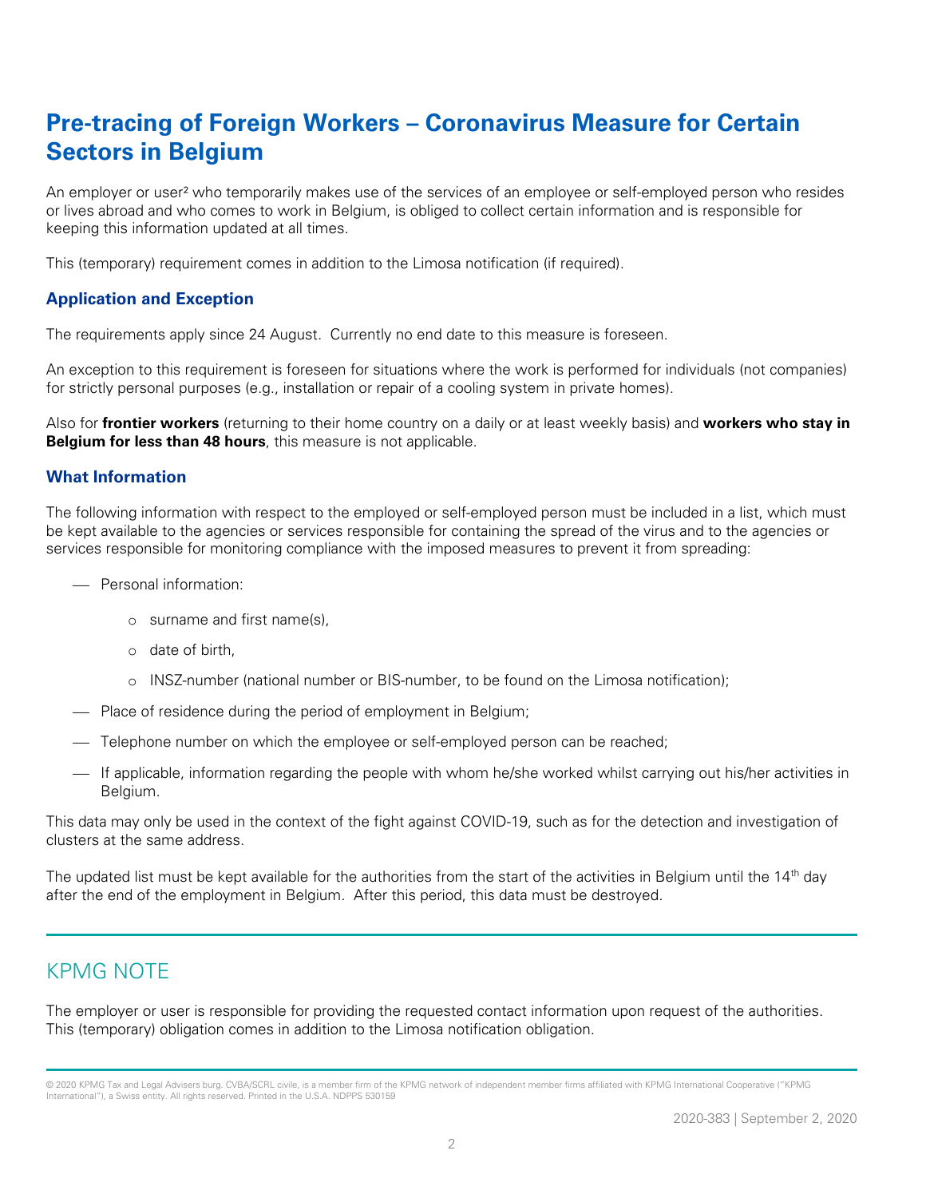# Pre-tracing of Foreign Workers – Coronavirus Measure for Certain Sectors in Belgium

An employer or user[2] who temporarily makes use of the services of an employee or self-employed person who resides or lives abroad and who comes to work in Belgium, is obliged to collect certain information and is responsible for keeping this information updated at all times.

This (temporary) requirement comes in addition to the Limosa notification (if required).

### Application and Exception

The requirements apply since 24 August. Currently no end date to this measure is foreseen.

An exception to this requirement is foreseen for situations where the work is performed for individuals (not companies) for strictly personal purposes (e.g., installation or repair of a cooling system in private homes).

Also for **frontier workers** (returning to their home country on a daily or at least weekly basis) and **workers who stay in Belgium for less than 48 hours**, this measure is not applicable.

### What Information

The following information with respect to the employed or self-employed person must be included in a list, which must be kept available to the agencies or services responsible for containing the spread of the virus and to the agencies or services responsible for monitoring compliance with the imposed measures to prevent it from spreading:

- Personal information:
  - surname and first name(s),
  - date of birth,
  - INSZ-number (national number or BIS-number, to be found on the Limosa notification);
- Place of residence during the period of employment in Belgium;
- Telephone number on which the employee or self-employed person can be reached;
- If applicable, information regarding the people with whom he/she worked whilst carrying out his/her activities in Belgium.

This data may only be used in the context of the fight against COVID-19, such as for the detection and investigation of clusters at the same address.

The updated list must be kept available for the authorities from the start of the activities in Belgium until the 14th day after the end of the employment in Belgium. After this period, this data must be destroyed.

## KPMG NOTE

The employer or user is responsible for providing the requested contact information upon request of the authorities. This (temporary) obligation comes in addition to the Limosa notification obligation.

© 2020 KPMG Tax and Legal Advisers burg. CVBA/SCRL civile, is a member firm of the KPMG network of independent member firms affiliated with KPMG International Cooperative ("KPMG International"), a Swiss entity. All rights reserved. Printed in the U.S.A. NDPPS 530159

2020-383 | September 2, 2020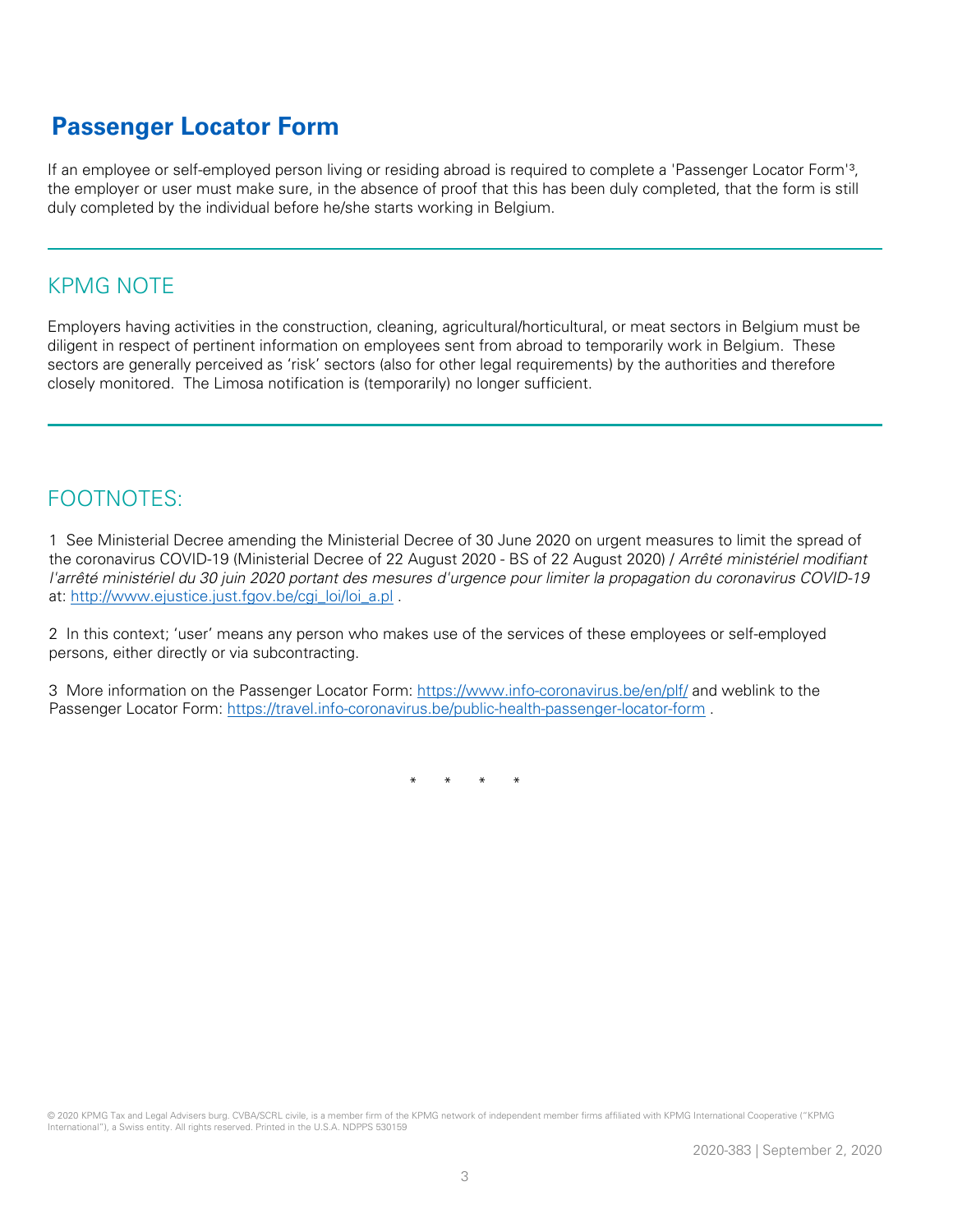## Passenger Locator Form

If an employee or self-employed person living or residing abroad is required to complete a 'Passenger Locator Form'[3], the employer or user must make sure, in the absence of proof that this has been duly completed, that the form is still duly completed by the individual before he/she starts working in Belgium.

### KPMG NOTE

Employers having activities in the construction, cleaning, agricultural/horticultural, or meat sectors in Belgium must be diligent in respect of pertinent information on employees sent from abroad to temporarily work in Belgium. These sectors are generally perceived as 'risk' sectors (also for other legal requirements) by the authorities and therefore closely monitored. The Limosa notification is (temporarily) no longer sufficient.

### FOOTNOTES:

1 See Ministerial Decree amending the Ministerial Decree of 30 June 2020 on urgent measures to limit the spread of the coronavirus COVID-19 (Ministerial Decree of 22 August 2020 - BS of 22 August 2020) / *Arrêté ministériel modifiant l'arrêté ministériel du 30 juin 2020 portant des mesures d'urgence pour limiter la propagation du coronavirus COVID-19* at: http://www.ejustice.just.fgov.be/cgi_loi/loi_a.pl .

2 In this context; 'user' means any person who makes use of the services of these employees or self-employed persons, either directly or via subcontracting.

3 More information on the Passenger Locator Form: https://www.info-coronavirus.be/en/plf/ and weblink to the Passenger Locator Form: https://travel.info-coronavirus.be/public-health-passenger-locator-form .

\* \* \* \*

© 2020 KPMG Tax and Legal Advisers burg. CVBA/SCRL civile, is a member firm of the KPMG network of independent member firms affiliated with KPMG International Cooperative ("KPMG International"), a Swiss entity. All rights reserved. Printed in the U.S.A. NDPPS 530159

2020-383 | September 2, 2020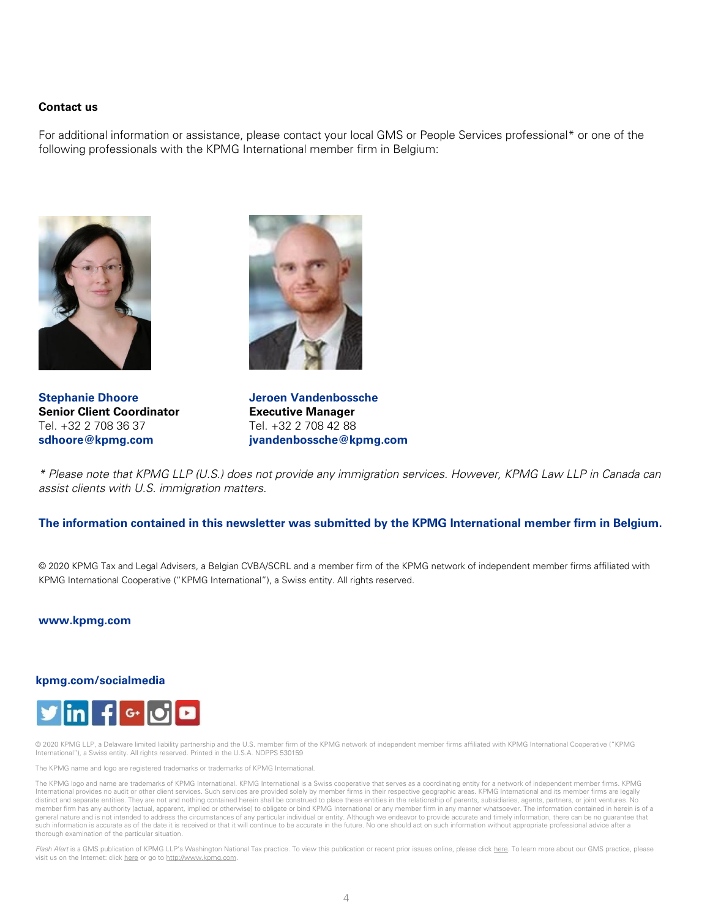**Contact us**

For additional information or assistance, please contact your local GMS or People Services professional* or one of the following professionals with the KPMG International member firm in Belgium:

**Stephanie Dhoore**
**Senior Client Coordinator**
Tel. +32 2 708 36 37
**sdhoore@kpmg.com**

**Jeroen Vandenbossche**
**Executive Manager**
Tel. +32 2 708 42 88
**jvandenbossche@kpmg.com**

*\* Please note that KPMG LLP (U.S.) does not provide any immigration services. However, KPMG Law LLP in Canada can assist clients with U.S. immigration matters.*

**The information contained in this newsletter was submitted by the KPMG International member firm in Belgium.**

© 2020 KPMG Tax and Legal Advisers, a Belgian CVBA/SCRL and a member firm of the KPMG network of independent member firms affiliated with KPMG International Cooperative ("KPMG International"), a Swiss entity. All rights reserved.

**www.kpmg.com**

**kpmg.com/socialmedia**

© 2020 KPMG LLP, a Delaware limited liability partnership and the U.S. member firm of the KPMG network of independent member firms affiliated with KPMG International Cooperative ("KPMG International"), a Swiss entity. All rights reserved. Printed in the U.S.A. NDPPS 530159

The KPMG name and logo are registered trademarks or trademarks of KPMG International.

The KPMG logo and name are trademarks of KPMG International. KPMG International is a Swiss cooperative that serves as a coordinating entity for a network of independent member firms. KPMG International provides no audit or other client services. Such services are provided solely by member firms in their respective geographic areas. KPMG International and its member firms are legally distinct and separate entities. They are not and nothing contained herein shall be construed to place these entities in the relationship of parents, subsidiaries, agents, partners, or joint ventures. No member firm has any authority (actual, apparent, implied or otherwise) to obligate or bind KPMG International or any member firm in any manner whatsoever. The information contained in herein is of a general nature and is not intended to address the circumstances of any particular individual or entity. Although we endeavor to provide accurate and timely information, there can be no guarantee that such information is accurate as of the date it is received or that it will continue to be accurate in the future. No one should act on such information without appropriate professional advice after a thorough examination of the particular situation.

*Flash Alert* is a GMS publication of KPMG LLP's Washington National Tax practice. To view this publication or recent prior issues online, please click here. To learn more about our GMS practice, please visit us on the Internet: click here or go to http://www.kpmg.com.